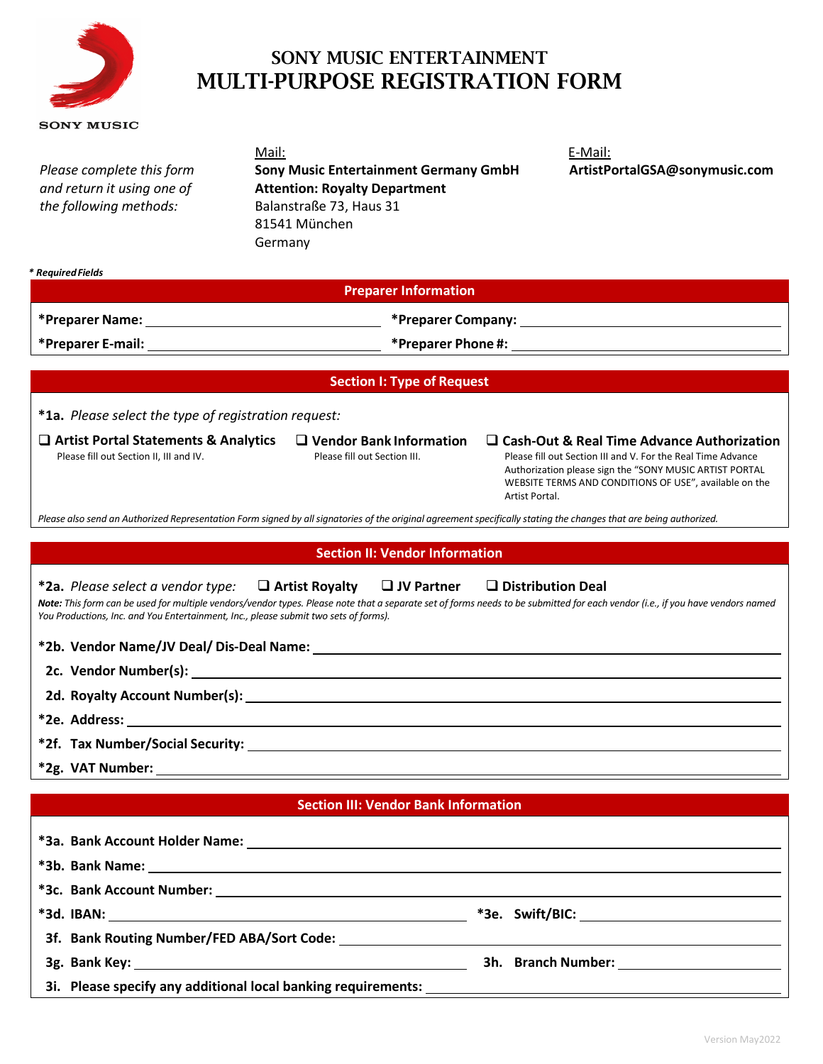SONY MUSIC

# SONY MUSIC ENTERTAINMENT
# MULTI-PURPOSE REGISTRATION FORM

*Please complete this form and return it using one of the following methods:*

Mail:
**Sony Music Entertainment Germany GmbH**
**Attention: Royalty Department**
Balanstraße 73, Haus 31
81541 München
Germany

E-Mail:
**ArtistPortalGSA@sonymusic.com**

***\* Required Fields***

## Preparer Information

**\*Preparer Name:** ____________________ **\*Preparer Company:** ____________________

**\*Preparer E-mail:** ____________________ **\*Preparer Phone #:** ____________________

## Section I: Type of Request

**\*1a.** *Please select the type of registration request:*

- ❑ **Artist Portal Statements & Analytics**
  Please fill out Section II, III and IV.
- ❑ **Vendor Bank Information**
  Please fill out Section III.
- ❑ **Cash-Out & Real Time Advance Authorization**
  Please fill out Section III and V. For the Real Time Advance Authorization please sign the "SONY MUSIC ARTIST PORTAL WEBSITE TERMS AND CONDITIONS OF USE", available on the Artist Portal.

*Please also send an Authorized Representation Form signed by all signatories of the original agreement specifically stating the changes that are being authorized.*

## Section II: Vendor Information

**\*2a.** *Please select a vendor type:* ❑ **Artist Royalty** ❑ **JV Partner** ❑ **Distribution Deal**

***Note:*** *This form can be used for multiple vendors/vendor types. Please note that a separate set of forms needs to be submitted for each vendor (i.e., if you have vendors named You Productions, Inc. and You Entertainment, Inc., please submit two sets of forms).*

**\*2b. Vendor Name/JV Deal/ Dis-Deal Name:** ____________________

**2c. Vendor Number(s):** ____________________

**2d. Royalty Account Number(s):** ____________________

**\*2e. Address:** ____________________

**\*2f. Tax Number/Social Security:** ____________________

**\*2g. VAT Number:** ____________________

## Section III: Vendor Bank Information

**\*3a. Bank Account Holder Name:** ____________________

**\*3b. Bank Name:** ____________________

**\*3c. Bank Account Number:** ____________________

**\*3d. IBAN:** ____________________ **\*3e. Swift/BIC:** ____________________

**3f. Bank Routing Number/FED ABA/Sort Code:** ____________________

**3g. Bank Key:** ____________________ **3h. Branch Number:** ____________________

**3i. Please specify any additional local banking requirements:** ____________________

Version May2022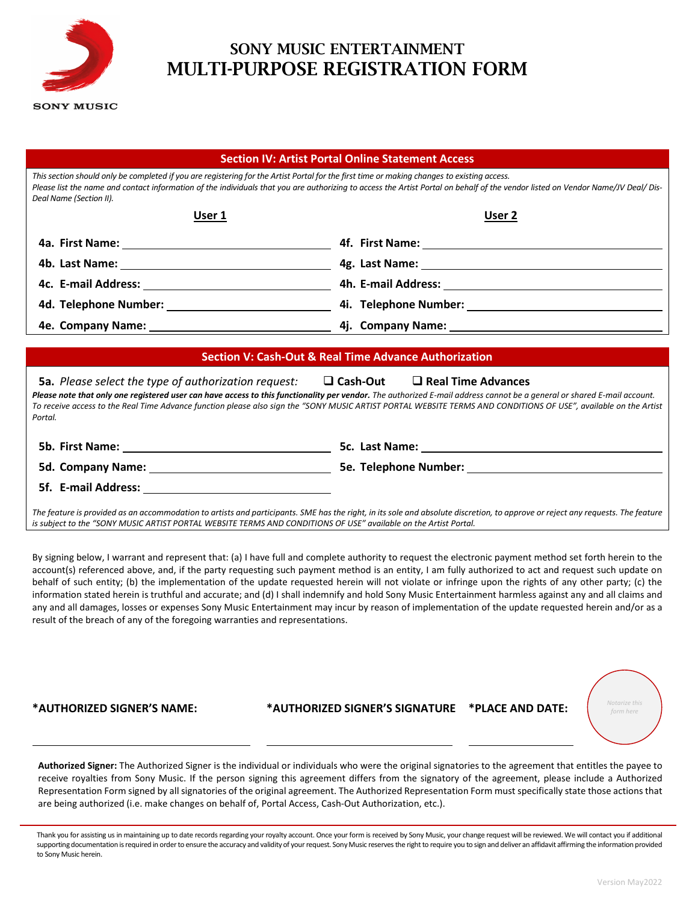# SONY MUSIC ENTERTAINMENT
# MULTI-PURPOSE REGISTRATION FORM

SONY MUSIC

## Section IV: Artist Portal Online Statement Access

*This section should only be completed if you are registering for the Artist Portal for the first time or making changes to existing access.*
*Please list the name and contact information of the individuals that you are authorizing to access the Artist Portal on behalf of the vendor listed on Vendor Name/JV Deal/ Dis-Deal Name (Section II).*

| **User 1** | **User 2** |
|---|---|
| **4a. First Name:** ______________________ | **4f. First Name:** ______________________ |
| **4b. Last Name:** ______________________ | **4g. Last Name:** ______________________ |
| **4c. E-mail Address:** ______________________ | **4h. E-mail Address:** ______________________ |
| **4d. Telephone Number:** ______________________ | **4i. Telephone Number:** ______________________ |
| **4e. Company Name:** ______________________ | **4j. Company Name:** ______________________ |

## Section V: Cash-Out & Real Time Advance Authorization

**5a.** *Please select the type of authorization request:* ❑ **Cash-Out** ❑ **Real Time Advances**

***Please note that only one registered user can have access to this functionality per vendor.*** *The authorized E-mail address cannot be a general or shared E-mail account. To receive access to the Real Time Advance function please also sign the "SONY MUSIC ARTIST PORTAL WEBSITE TERMS AND CONDITIONS OF USE", available on the Artist Portal.*

**5b. First Name:** ______________________ **5c. Last Name:** ______________________

**5d. Company Name:** ______________________ **5e. Telephone Number:** ______________________

**5f. E-mail Address:** ______________________

*The feature is provided as an accommodation to artists and participants. SME has the right, in its sole and absolute discretion, to approve or reject any requests. The feature is subject to the "SONY MUSIC ARTIST PORTAL WEBSITE TERMS AND CONDITIONS OF USE" available on the Artist Portal.*

By signing below, I warrant and represent that: (a) I have full and complete authority to request the electronic payment method set forth herein to the account(s) referenced above, and, if the party requesting such payment method is an entity, I am fully authorized to act and request such update on behalf of such entity; (b) the implementation of the update requested herein will not violate or infringe upon the rights of any other party; (c) the information stated herein is truthful and accurate; and (d) I shall indemnify and hold Sony Music Entertainment harmless against any and all claims and any and all damages, losses or expenses Sony Music Entertainment may incur by reason of implementation of the update requested herein and/or as a result of the breach of any of the foregoing warranties and representations.

| **\*AUTHORIZED SIGNER'S NAME:** | **\*AUTHORIZED SIGNER'S SIGNATURE** | **\*PLACE AND DATE:** | *Notarize this form here* |
|---|---|---|---|
| ______________________ | ______________________ | ______________ | |

**Authorized Signer:** The Authorized Signer is the individual or individuals who were the original signatories to the agreement that entitles the payee to receive royalties from Sony Music. If the person signing this agreement differs from the signatory of the agreement, please include a Authorized Representation Form signed by all signatories of the original agreement. The Authorized Representation Form must specifically state those actions that are being authorized (i.e. make changes on behalf of, Portal Access, Cash-Out Authorization, etc.).

Thank you for assisting us in maintaining up to date records regarding your royalty account. Once your form is received by Sony Music, your change request will be reviewed. We will contact you if additional supporting documentation is required in order to ensure the accuracy and validity of your request. Sony Music reserves the right to require you to sign and deliver an affidavit affirming the information provided to Sony Music herein.

Version May2022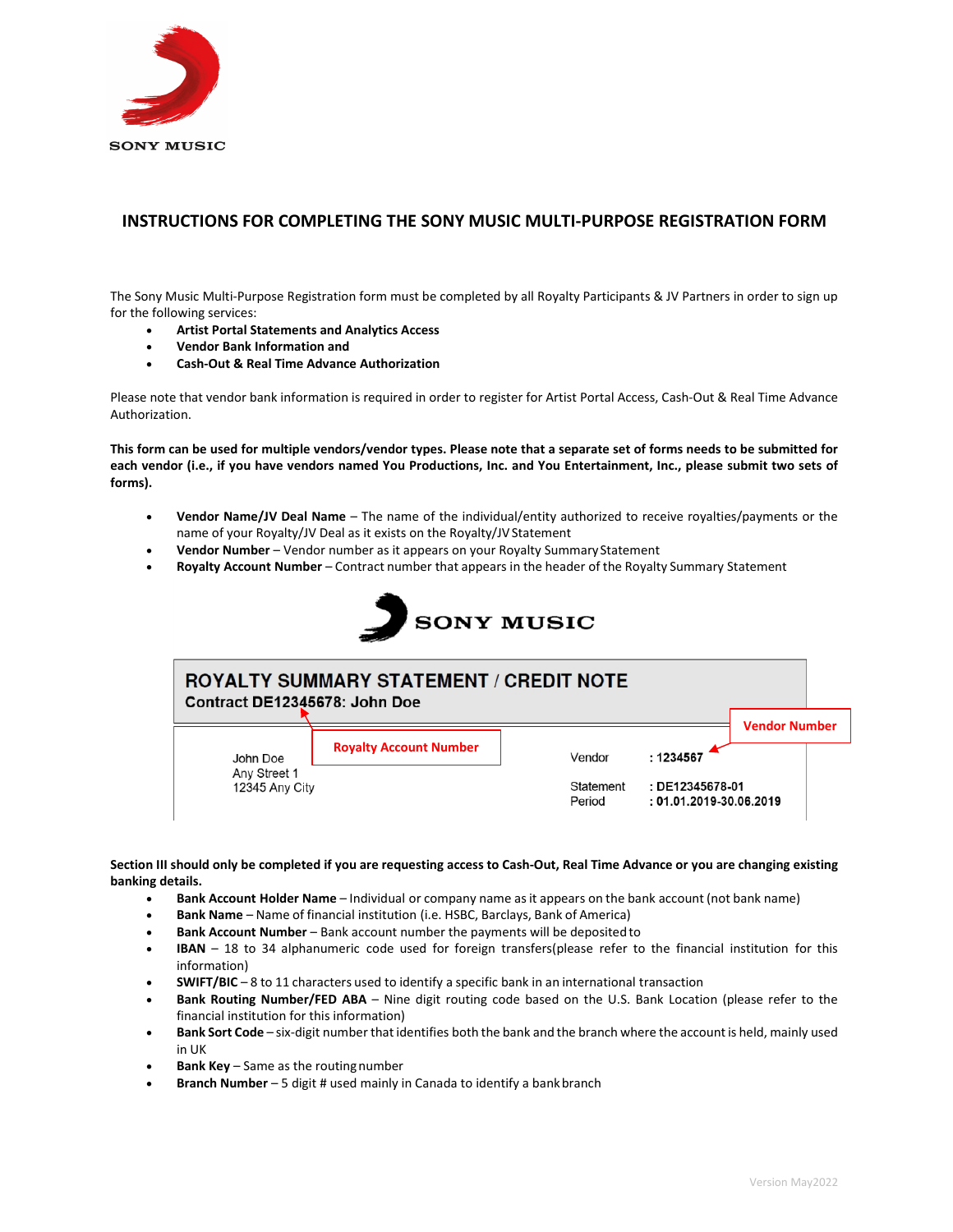SONY MUSIC

# INSTRUCTIONS FOR COMPLETING THE SONY MUSIC MULTI-PURPOSE REGISTRATION FORM

The Sony Music Multi-Purpose Registration form must be completed by all Royalty Participants & JV Partners in order to sign up for the following services:

- **Artist Portal Statements and Analytics Access**
- **Vendor Bank Information and**
- **Cash-Out & Real Time Advance Authorization**

Please note that vendor bank information is required in order to register for Artist Portal Access, Cash-Out & Real Time Advance Authorization.

**This form can be used for multiple vendors/vendor types. Please note that a separate set of forms needs to be submitted for each vendor (i.e., if you have vendors named You Productions, Inc. and You Entertainment, Inc., please submit two sets of forms).**

- **Vendor Name/JV Deal Name** – The name of the individual/entity authorized to receive royalties/payments or the name of your Royalty/JV Deal as it exists on the Royalty/JV Statement
- **Vendor Number** – Vendor number as it appears on your Royalty Summary Statement
- **Royalty Account Number** – Contract number that appears in the header of the Royalty Summary Statement

SONY MUSIC

ROYALTY SUMMARY STATEMENT / CREDIT NOTE
Contract DE12345678: John Doe

Royalty Account Number

Vendor Number

John Doe
Any Street 1
12345 Any City

Vendor : 1234567
Statement : DE12345678-01
Period : 01.01.2019-30.06.2019

**Section III should only be completed if you are requesting access to Cash-Out, Real Time Advance or you are changing existing banking details.**

- **Bank Account Holder Name** – Individual or company name as it appears on the bank account (not bank name)
- **Bank Name** – Name of financial institution (i.e. HSBC, Barclays, Bank of America)
- **Bank Account Number** – Bank account number the payments will be deposited to
- **IBAN** – 18 to 34 alphanumeric code used for foreign transfers(please refer to the financial institution for this information)
- **SWIFT/BIC** – 8 to 11 characters used to identify a specific bank in an international transaction
- **Bank Routing Number/FED ABA** – Nine digit routing code based on the U.S. Bank Location (please refer to the financial institution for this information)
- **Bank Sort Code** – six-digit number that identifies both the bank and the branch where the account is held, mainly used in UK
- **Bank Key** – Same as the routing number
- **Branch Number** – 5 digit # used mainly in Canada to identify a bank branch

Version May2022